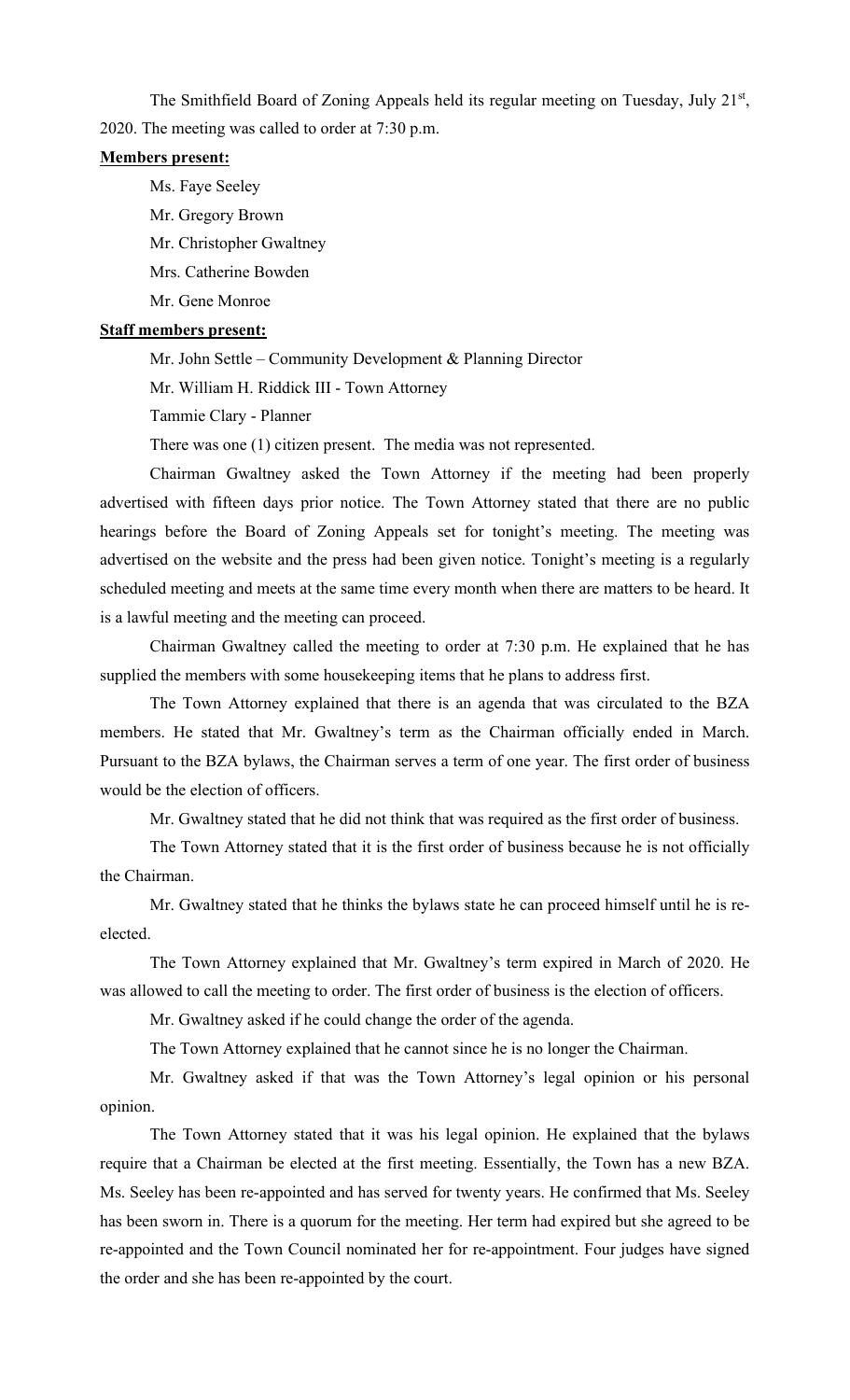The Smithfield Board of Zoning Appeals held its regular meeting on Tuesday, July 21st, 2020. The meeting was called to order at 7:30 p.m.

**Members present:**

Ms. Faye Seeley

Mr. Gregory Brown

Mr. Christopher Gwaltney

Mrs. Catherine Bowden

Mr. Gene Monroe

**Staff members present:**

Mr. John Settle – Community Development & Planning Director

Mr. William H. Riddick III - Town Attorney

Tammie Clary - Planner

There was one (1) citizen present. The media was not represented.

Chairman Gwaltney asked the Town Attorney if the meeting had been properly advertised with fifteen days prior notice. The Town Attorney stated that there are no public hearings before the Board of Zoning Appeals set for tonight's meeting. The meeting was advertised on the website and the press had been given notice. Tonight's meeting is a regularly scheduled meeting and meets at the same time every month when there are matters to be heard. It is a lawful meeting and the meeting can proceed.

Chairman Gwaltney called the meeting to order at 7:30 p.m. He explained that he has supplied the members with some housekeeping items that he plans to address first.

The Town Attorney explained that there is an agenda that was circulated to the BZA members. He stated that Mr. Gwaltney's term as the Chairman officially ended in March. Pursuant to the BZA bylaws, the Chairman serves a term of one year. The first order of business would be the election of officers.

Mr. Gwaltney stated that he did not think that was required as the first order of business.

The Town Attorney stated that it is the first order of business because he is not officially the Chairman.

Mr. Gwaltney stated that he thinks the bylaws state he can proceed himself until he is re-elected.

The Town Attorney explained that Mr. Gwaltney's term expired in March of 2020. He was allowed to call the meeting to order. The first order of business is the election of officers.

Mr. Gwaltney asked if he could change the order of the agenda.

The Town Attorney explained that he cannot since he is no longer the Chairman.

Mr. Gwaltney asked if that was the Town Attorney's legal opinion or his personal opinion.

The Town Attorney stated that it was his legal opinion. He explained that the bylaws require that a Chairman be elected at the first meeting. Essentially, the Town has a new BZA. Ms. Seeley has been re-appointed and has served for twenty years. He confirmed that Ms. Seeley has been sworn in. There is a quorum for the meeting. Her term had expired but she agreed to be re-appointed and the Town Council nominated her for re-appointment. Four judges have signed the order and she has been re-appointed by the court.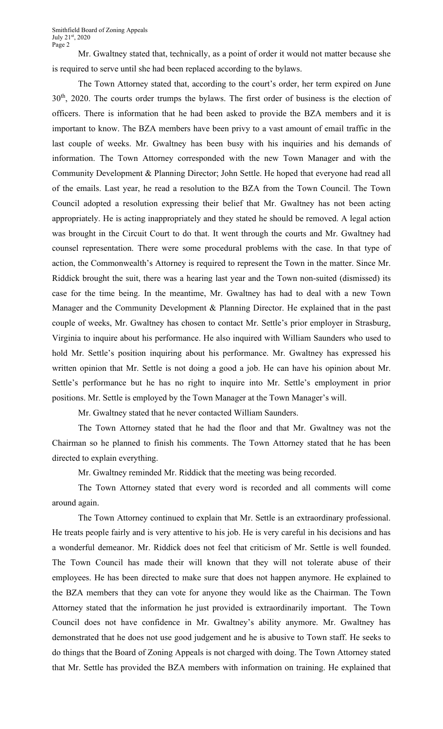Mr. Gwaltney stated that, technically, as a point of order it would not matter because she is required to serve until she had been replaced according to the bylaws.

The Town Attorney stated that, according to the court's order, her term expired on June 30th, 2020. The courts order trumps the bylaws. The first order of business is the election of officers. There is information that he had been asked to provide the BZA members and it is important to know. The BZA members have been privy to a vast amount of email traffic in the last couple of weeks. Mr. Gwaltney has been busy with his inquiries and his demands of information. The Town Attorney corresponded with the new Town Manager and with the Community Development & Planning Director; John Settle. He hoped that everyone had read all of the emails. Last year, he read a resolution to the BZA from the Town Council. The Town Council adopted a resolution expressing their belief that Mr. Gwaltney has not been acting appropriately. He is acting inappropriately and they stated he should be removed. A legal action was brought in the Circuit Court to do that. It went through the courts and Mr. Gwaltney had counsel representation. There were some procedural problems with the case. In that type of action, the Commonwealth's Attorney is required to represent the Town in the matter. Since Mr. Riddick brought the suit, there was a hearing last year and the Town non-suited (dismissed) its case for the time being. In the meantime, Mr. Gwaltney has had to deal with a new Town Manager and the Community Development & Planning Director. He explained that in the past couple of weeks, Mr. Gwaltney has chosen to contact Mr. Settle's prior employer in Strasburg, Virginia to inquire about his performance. He also inquired with William Saunders who used to hold Mr. Settle's position inquiring about his performance. Mr. Gwaltney has expressed his written opinion that Mr. Settle is not doing a good a job. He can have his opinion about Mr. Settle's performance but he has no right to inquire into Mr. Settle's employment in prior positions. Mr. Settle is employed by the Town Manager at the Town Manager's will.

Mr. Gwaltney stated that he never contacted William Saunders.

The Town Attorney stated that he had the floor and that Mr. Gwaltney was not the Chairman so he planned to finish his comments. The Town Attorney stated that he has been directed to explain everything.

Mr. Gwaltney reminded Mr. Riddick that the meeting was being recorded.

The Town Attorney stated that every word is recorded and all comments will come around again.

The Town Attorney continued to explain that Mr. Settle is an extraordinary professional. He treats people fairly and is very attentive to his job. He is very careful in his decisions and has a wonderful demeanor. Mr. Riddick does not feel that criticism of Mr. Settle is well founded. The Town Council has made their will known that they will not tolerate abuse of their employees. He has been directed to make sure that does not happen anymore. He explained to the BZA members that they can vote for anyone they would like as the Chairman. The Town Attorney stated that the information he just provided is extraordinarily important. The Town Council does not have confidence in Mr. Gwaltney's ability anymore. Mr. Gwaltney has demonstrated that he does not use good judgement and he is abusive to Town staff. He seeks to do things that the Board of Zoning Appeals is not charged with doing. The Town Attorney stated that Mr. Settle has provided the BZA members with information on training. He explained that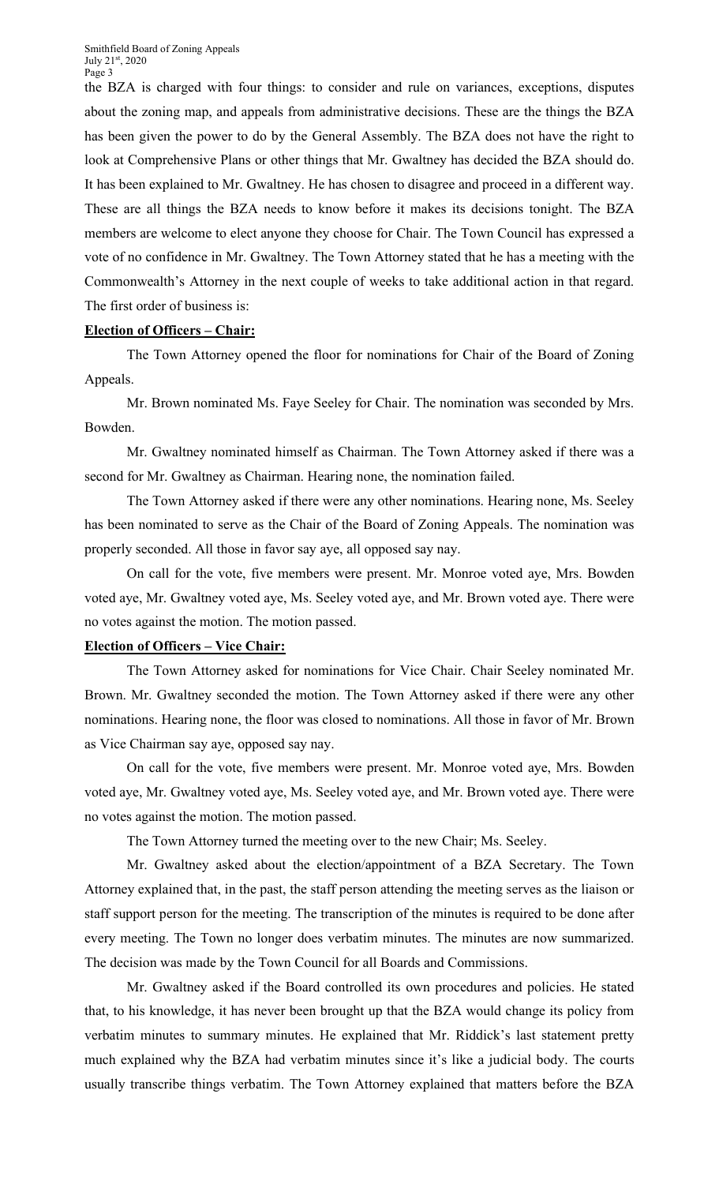the BZA is charged with four things: to consider and rule on variances, exceptions, disputes about the zoning map, and appeals from administrative decisions. These are the things the BZA has been given the power to do by the General Assembly. The BZA does not have the right to look at Comprehensive Plans or other things that Mr. Gwaltney has decided the BZA should do. It has been explained to Mr. Gwaltney. He has chosen to disagree and proceed in a different way. These are all things the BZA needs to know before it makes its decisions tonight. The BZA members are welcome to elect anyone they choose for Chair. The Town Council has expressed a vote of no confidence in Mr. Gwaltney. The Town Attorney stated that he has a meeting with the Commonwealth's Attorney in the next couple of weeks to take additional action in that regard. The first order of business is:

**Election of Officers – Chair:**

The Town Attorney opened the floor for nominations for Chair of the Board of Zoning Appeals.

Mr. Brown nominated Ms. Faye Seeley for Chair. The nomination was seconded by Mrs. Bowden.

Mr. Gwaltney nominated himself as Chairman. The Town Attorney asked if there was a second for Mr. Gwaltney as Chairman. Hearing none, the nomination failed.

The Town Attorney asked if there were any other nominations. Hearing none, Ms. Seeley has been nominated to serve as the Chair of the Board of Zoning Appeals. The nomination was properly seconded. All those in favor say aye, all opposed say nay.

On call for the vote, five members were present. Mr. Monroe voted aye, Mrs. Bowden voted aye, Mr. Gwaltney voted aye, Ms. Seeley voted aye, and Mr. Brown voted aye. There were no votes against the motion. The motion passed.

**Election of Officers – Vice Chair:**

The Town Attorney asked for nominations for Vice Chair. Chair Seeley nominated Mr. Brown. Mr. Gwaltney seconded the motion. The Town Attorney asked if there were any other nominations. Hearing none, the floor was closed to nominations. All those in favor of Mr. Brown as Vice Chairman say aye, opposed say nay.

On call for the vote, five members were present. Mr. Monroe voted aye, Mrs. Bowden voted aye, Mr. Gwaltney voted aye, Ms. Seeley voted aye, and Mr. Brown voted aye. There were no votes against the motion. The motion passed.

The Town Attorney turned the meeting over to the new Chair; Ms. Seeley.

Mr. Gwaltney asked about the election/appointment of a BZA Secretary. The Town Attorney explained that, in the past, the staff person attending the meeting serves as the liaison or staff support person for the meeting. The transcription of the minutes is required to be done after every meeting. The Town no longer does verbatim minutes. The minutes are now summarized. The decision was made by the Town Council for all Boards and Commissions.

Mr. Gwaltney asked if the Board controlled its own procedures and policies. He stated that, to his knowledge, it has never been brought up that the BZA would change its policy from verbatim minutes to summary minutes. He explained that Mr. Riddick's last statement pretty much explained why the BZA had verbatim minutes since it's like a judicial body. The courts usually transcribe things verbatim. The Town Attorney explained that matters before the BZA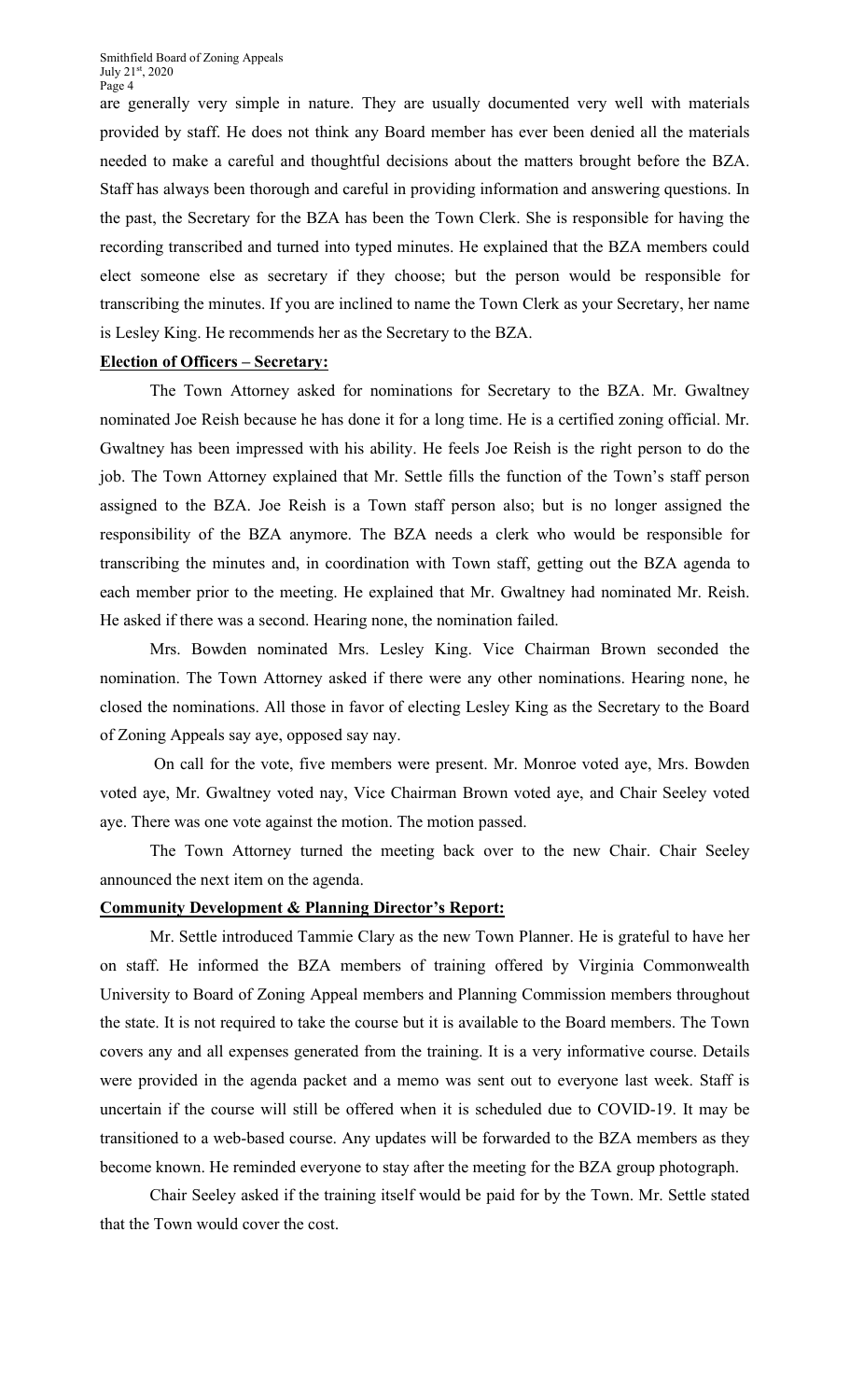are generally very simple in nature. They are usually documented very well with materials provided by staff. He does not think any Board member has ever been denied all the materials needed to make a careful and thoughtful decisions about the matters brought before the BZA. Staff has always been thorough and careful in providing information and answering questions. In the past, the Secretary for the BZA has been the Town Clerk. She is responsible for having the recording transcribed and turned into typed minutes. He explained that the BZA members could elect someone else as secretary if they choose; but the person would be responsible for transcribing the minutes. If you are inclined to name the Town Clerk as your Secretary, her name is Lesley King. He recommends her as the Secretary to the BZA.

**Election of Officers – Secretary:**

The Town Attorney asked for nominations for Secretary to the BZA. Mr. Gwaltney nominated Joe Reish because he has done it for a long time. He is a certified zoning official. Mr. Gwaltney has been impressed with his ability. He feels Joe Reish is the right person to do the job. The Town Attorney explained that Mr. Settle fills the function of the Town's staff person assigned to the BZA. Joe Reish is a Town staff person also; but is no longer assigned the responsibility of the BZA anymore. The BZA needs a clerk who would be responsible for transcribing the minutes and, in coordination with Town staff, getting out the BZA agenda to each member prior to the meeting. He explained that Mr. Gwaltney had nominated Mr. Reish. He asked if there was a second. Hearing none, the nomination failed.

Mrs. Bowden nominated Mrs. Lesley King. Vice Chairman Brown seconded the nomination. The Town Attorney asked if there were any other nominations. Hearing none, he closed the nominations. All those in favor of electing Lesley King as the Secretary to the Board of Zoning Appeals say aye, opposed say nay.

On call for the vote, five members were present. Mr. Monroe voted aye, Mrs. Bowden voted aye, Mr. Gwaltney voted nay, Vice Chairman Brown voted aye, and Chair Seeley voted aye. There was one vote against the motion. The motion passed.

The Town Attorney turned the meeting back over to the new Chair. Chair Seeley announced the next item on the agenda.

**Community Development & Planning Director's Report:**

Mr. Settle introduced Tammie Clary as the new Town Planner. He is grateful to have her on staff. He informed the BZA members of training offered by Virginia Commonwealth University to Board of Zoning Appeal members and Planning Commission members throughout the state. It is not required to take the course but it is available to the Board members. The Town covers any and all expenses generated from the training. It is a very informative course. Details were provided in the agenda packet and a memo was sent out to everyone last week. Staff is uncertain if the course will still be offered when it is scheduled due to COVID-19. It may be transitioned to a web-based course. Any updates will be forwarded to the BZA members as they become known. He reminded everyone to stay after the meeting for the BZA group photograph.

Chair Seeley asked if the training itself would be paid for by the Town. Mr. Settle stated that the Town would cover the cost.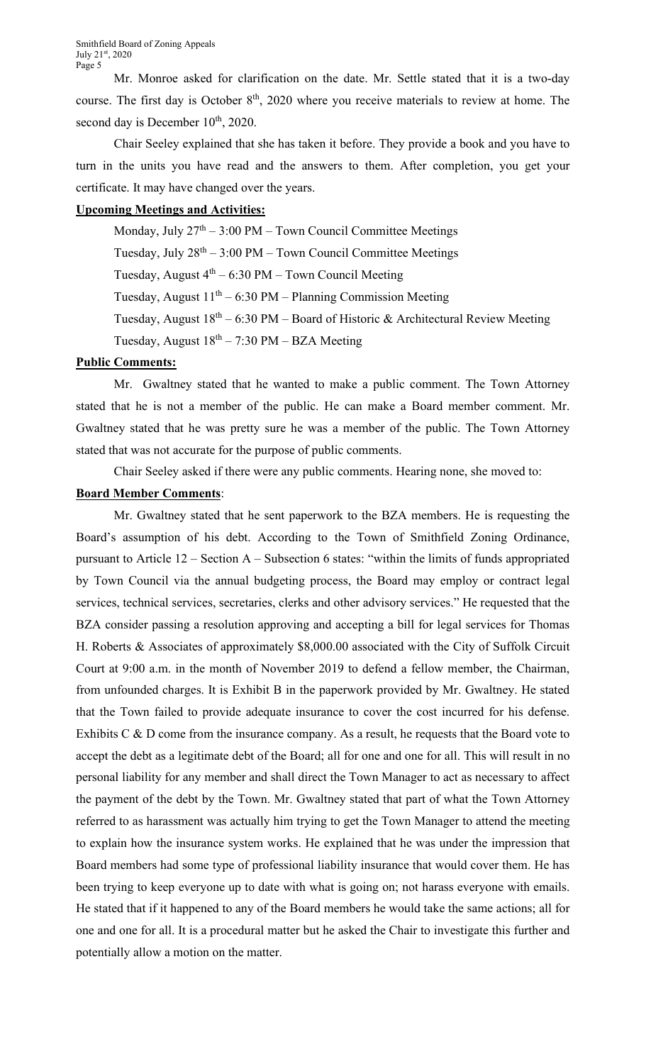Mr. Monroe asked for clarification on the date. Mr. Settle stated that it is a two-day course. The first day is October 8th, 2020 where you receive materials to review at home. The second day is December 10th, 2020.

Chair Seeley explained that she has taken it before. They provide a book and you have to turn in the units you have read and the answers to them. After completion, you get your certificate. It may have changed over the years.

**Upcoming Meetings and Activities:**

Monday, July 27th – 3:00 PM – Town Council Committee Meetings

Tuesday, July 28th – 3:00 PM – Town Council Committee Meetings

Tuesday, August 4th – 6:30 PM – Town Council Meeting

Tuesday, August 11th – 6:30 PM – Planning Commission Meeting

Tuesday, August 18th – 6:30 PM – Board of Historic & Architectural Review Meeting

Tuesday, August 18th – 7:30 PM – BZA Meeting

**Public Comments:**

Mr. Gwaltney stated that he wanted to make a public comment. The Town Attorney stated that he is not a member of the public. He can make a Board member comment. Mr. Gwaltney stated that he was pretty sure he was a member of the public. The Town Attorney stated that was not accurate for the purpose of public comments.

Chair Seeley asked if there were any public comments. Hearing none, she moved to:

**Board Member Comments**:

Mr. Gwaltney stated that he sent paperwork to the BZA members. He is requesting the Board's assumption of his debt. According to the Town of Smithfield Zoning Ordinance, pursuant to Article 12 – Section A – Subsection 6 states: "within the limits of funds appropriated by Town Council via the annual budgeting process, the Board may employ or contract legal services, technical services, secretaries, clerks and other advisory services." He requested that the BZA consider passing a resolution approving and accepting a bill for legal services for Thomas H. Roberts & Associates of approximately $8,000.00 associated with the City of Suffolk Circuit Court at 9:00 a.m. in the month of November 2019 to defend a fellow member, the Chairman, from unfounded charges. It is Exhibit B in the paperwork provided by Mr. Gwaltney. He stated that the Town failed to provide adequate insurance to cover the cost incurred for his defense. Exhibits C & D come from the insurance company. As a result, he requests that the Board vote to accept the debt as a legitimate debt of the Board; all for one and one for all. This will result in no personal liability for any member and shall direct the Town Manager to act as necessary to affect the payment of the debt by the Town. Mr. Gwaltney stated that part of what the Town Attorney referred to as harassment was actually him trying to get the Town Manager to attend the meeting to explain how the insurance system works. He explained that he was under the impression that Board members had some type of professional liability insurance that would cover them. He has been trying to keep everyone up to date with what is going on; not harass everyone with emails. He stated that if it happened to any of the Board members he would take the same actions; all for one and one for all. It is a procedural matter but he asked the Chair to investigate this further and potentially allow a motion on the matter.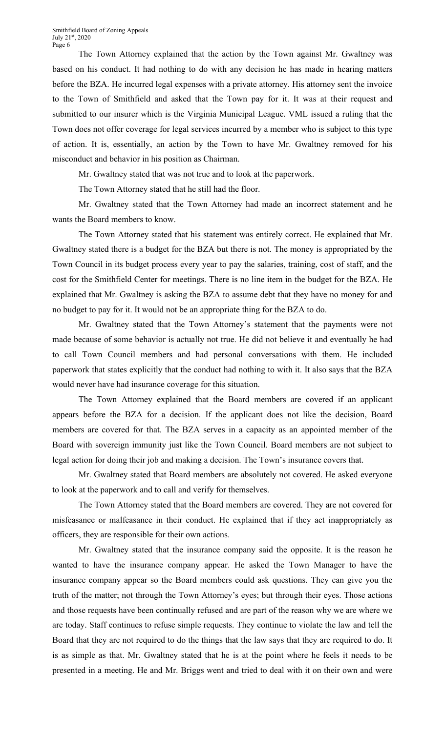The Town Attorney explained that the action by the Town against Mr. Gwaltney was based on his conduct. It had nothing to do with any decision he has made in hearing matters before the BZA. He incurred legal expenses with a private attorney. His attorney sent the invoice to the Town of Smithfield and asked that the Town pay for it. It was at their request and submitted to our insurer which is the Virginia Municipal League. VML issued a ruling that the Town does not offer coverage for legal services incurred by a member who is subject to this type of action. It is, essentially, an action by the Town to have Mr. Gwaltney removed for his misconduct and behavior in his position as Chairman.

Mr. Gwaltney stated that was not true and to look at the paperwork.

The Town Attorney stated that he still had the floor.

Mr. Gwaltney stated that the Town Attorney had made an incorrect statement and he wants the Board members to know.

The Town Attorney stated that his statement was entirely correct. He explained that Mr. Gwaltney stated there is a budget for the BZA but there is not. The money is appropriated by the Town Council in its budget process every year to pay the salaries, training, cost of staff, and the cost for the Smithfield Center for meetings. There is no line item in the budget for the BZA. He explained that Mr. Gwaltney is asking the BZA to assume debt that they have no money for and no budget to pay for it. It would not be an appropriate thing for the BZA to do.

Mr. Gwaltney stated that the Town Attorney's statement that the payments were not made because of some behavior is actually not true. He did not believe it and eventually he had to call Town Council members and had personal conversations with them. He included paperwork that states explicitly that the conduct had nothing to with it. It also says that the BZA would never have had insurance coverage for this situation.

The Town Attorney explained that the Board members are covered if an applicant appears before the BZA for a decision. If the applicant does not like the decision, Board members are covered for that. The BZA serves in a capacity as an appointed member of the Board with sovereign immunity just like the Town Council. Board members are not subject to legal action for doing their job and making a decision. The Town's insurance covers that.

Mr. Gwaltney stated that Board members are absolutely not covered. He asked everyone to look at the paperwork and to call and verify for themselves.

The Town Attorney stated that the Board members are covered. They are not covered for misfeasance or malfeasance in their conduct. He explained that if they act inappropriately as officers, they are responsible for their own actions.

Mr. Gwaltney stated that the insurance company said the opposite. It is the reason he wanted to have the insurance company appear. He asked the Town Manager to have the insurance company appear so the Board members could ask questions. They can give you the truth of the matter; not through the Town Attorney's eyes; but through their eyes. Those actions and those requests have been continually refused and are part of the reason why we are where we are today. Staff continues to refuse simple requests. They continue to violate the law and tell the Board that they are not required to do the things that the law says that they are required to do. It is as simple as that. Mr. Gwaltney stated that he is at the point where he feels it needs to be presented in a meeting. He and Mr. Briggs went and tried to deal with it on their own and were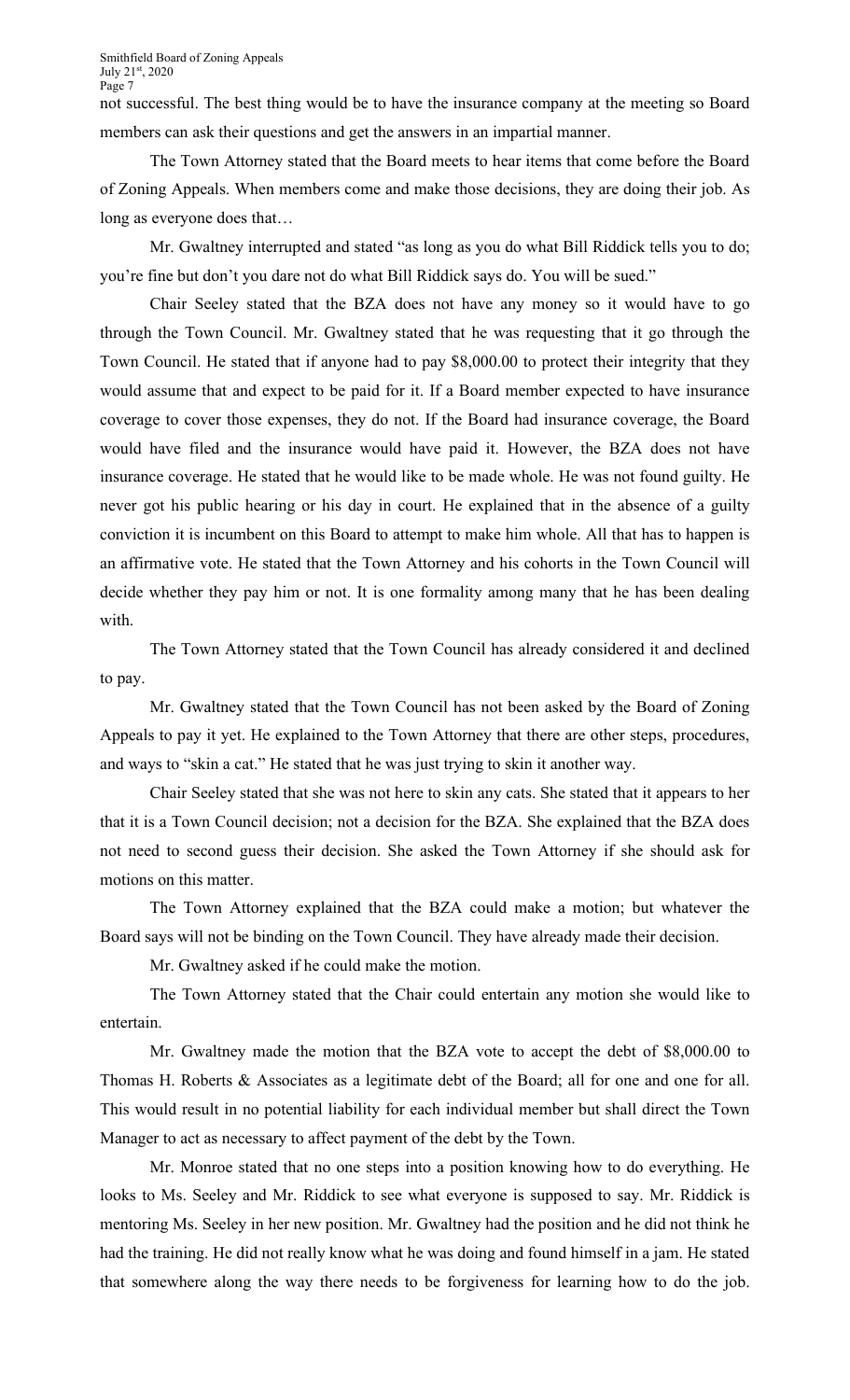not successful. The best thing would be to have the insurance company at the meeting so Board members can ask their questions and get the answers in an impartial manner.

The Town Attorney stated that the Board meets to hear items that come before the Board of Zoning Appeals. When members come and make those decisions, they are doing their job. As long as everyone does that…

Mr. Gwaltney interrupted and stated "as long as you do what Bill Riddick tells you to do; you're fine but don't you dare not do what Bill Riddick says do. You will be sued."

Chair Seeley stated that the BZA does not have any money so it would have to go through the Town Council. Mr. Gwaltney stated that he was requesting that it go through the Town Council. He stated that if anyone had to pay $8,000.00 to protect their integrity that they would assume that and expect to be paid for it. If a Board member expected to have insurance coverage to cover those expenses, they do not. If the Board had insurance coverage, the Board would have filed and the insurance would have paid it. However, the BZA does not have insurance coverage. He stated that he would like to be made whole. He was not found guilty. He never got his public hearing or his day in court. He explained that in the absence of a guilty conviction it is incumbent on this Board to attempt to make him whole. All that has to happen is an affirmative vote. He stated that the Town Attorney and his cohorts in the Town Council will decide whether they pay him or not. It is one formality among many that he has been dealing with.

The Town Attorney stated that the Town Council has already considered it and declined to pay.

Mr. Gwaltney stated that the Town Council has not been asked by the Board of Zoning Appeals to pay it yet. He explained to the Town Attorney that there are other steps, procedures, and ways to "skin a cat." He stated that he was just trying to skin it another way.

Chair Seeley stated that she was not here to skin any cats. She stated that it appears to her that it is a Town Council decision; not a decision for the BZA. She explained that the BZA does not need to second guess their decision. She asked the Town Attorney if she should ask for motions on this matter.

The Town Attorney explained that the BZA could make a motion; but whatever the Board says will not be binding on the Town Council. They have already made their decision.

Mr. Gwaltney asked if he could make the motion.

The Town Attorney stated that the Chair could entertain any motion she would like to entertain.

Mr. Gwaltney made the motion that the BZA vote to accept the debt of $8,000.00 to Thomas H. Roberts & Associates as a legitimate debt of the Board; all for one and one for all. This would result in no potential liability for each individual member but shall direct the Town Manager to act as necessary to affect payment of the debt by the Town.

Mr. Monroe stated that no one steps into a position knowing how to do everything. He looks to Ms. Seeley and Mr. Riddick to see what everyone is supposed to say. Mr. Riddick is mentoring Ms. Seeley in her new position. Mr. Gwaltney had the position and he did not think he had the training. He did not really know what he was doing and found himself in a jam. He stated that somewhere along the way there needs to be forgiveness for learning how to do the job.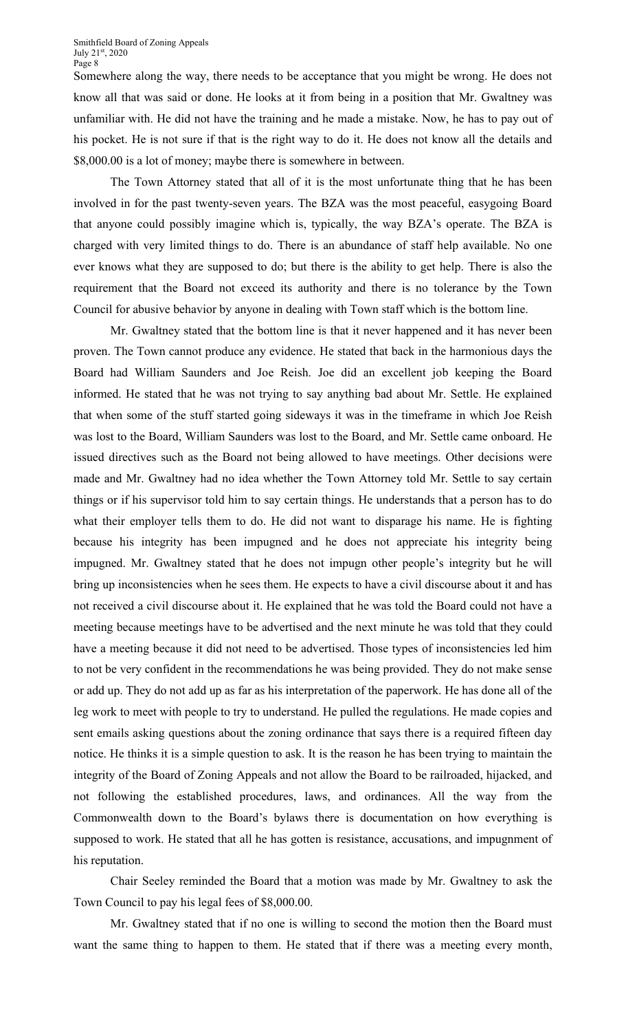Somewhere along the way, there needs to be acceptance that you might be wrong. He does not know all that was said or done. He looks at it from being in a position that Mr. Gwaltney was unfamiliar with. He did not have the training and he made a mistake. Now, he has to pay out of his pocket. He is not sure if that is the right way to do it. He does not know all the details and $8,000.00 is a lot of money; maybe there is somewhere in between.

The Town Attorney stated that all of it is the most unfortunate thing that he has been involved in for the past twenty-seven years. The BZA was the most peaceful, easygoing Board that anyone could possibly imagine which is, typically, the way BZA's operate. The BZA is charged with very limited things to do. There is an abundance of staff help available. No one ever knows what they are supposed to do; but there is the ability to get help. There is also the requirement that the Board not exceed its authority and there is no tolerance by the Town Council for abusive behavior by anyone in dealing with Town staff which is the bottom line.

Mr. Gwaltney stated that the bottom line is that it never happened and it has never been proven. The Town cannot produce any evidence. He stated that back in the harmonious days the Board had William Saunders and Joe Reish. Joe did an excellent job keeping the Board informed. He stated that he was not trying to say anything bad about Mr. Settle. He explained that when some of the stuff started going sideways it was in the timeframe in which Joe Reish was lost to the Board, William Saunders was lost to the Board, and Mr. Settle came onboard. He issued directives such as the Board not being allowed to have meetings. Other decisions were made and Mr. Gwaltney had no idea whether the Town Attorney told Mr. Settle to say certain things or if his supervisor told him to say certain things. He understands that a person has to do what their employer tells them to do. He did not want to disparage his name. He is fighting because his integrity has been impugned and he does not appreciate his integrity being impugned. Mr. Gwaltney stated that he does not impugn other people's integrity but he will bring up inconsistencies when he sees them. He expects to have a civil discourse about it and has not received a civil discourse about it. He explained that he was told the Board could not have a meeting because meetings have to be advertised and the next minute he was told that they could have a meeting because it did not need to be advertised. Those types of inconsistencies led him to not be very confident in the recommendations he was being provided. They do not make sense or add up. They do not add up as far as his interpretation of the paperwork. He has done all of the leg work to meet with people to try to understand. He pulled the regulations. He made copies and sent emails asking questions about the zoning ordinance that says there is a required fifteen day notice. He thinks it is a simple question to ask. It is the reason he has been trying to maintain the integrity of the Board of Zoning Appeals and not allow the Board to be railroaded, hijacked, and not following the established procedures, laws, and ordinances. All the way from the Commonwealth down to the Board's bylaws there is documentation on how everything is supposed to work. He stated that all he has gotten is resistance, accusations, and impugnment of his reputation.

Chair Seeley reminded the Board that a motion was made by Mr. Gwaltney to ask the Town Council to pay his legal fees of $8,000.00.

Mr. Gwaltney stated that if no one is willing to second the motion then the Board must want the same thing to happen to them. He stated that if there was a meeting every month,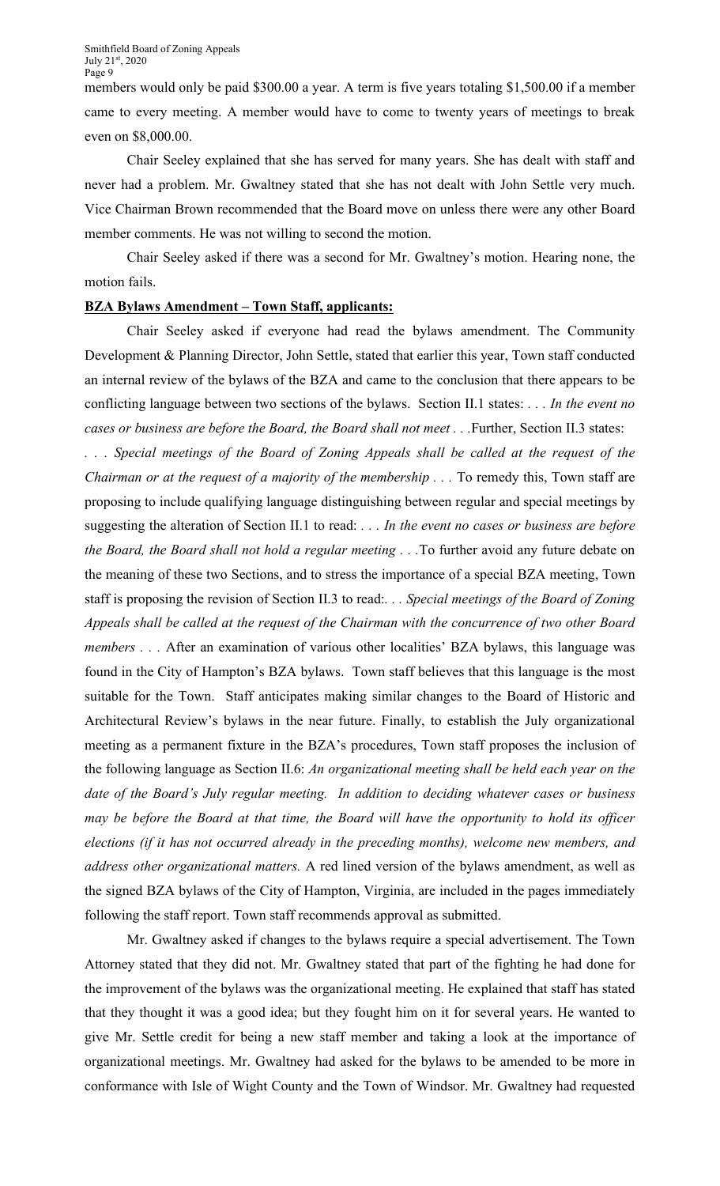members would only be paid $300.00 a year. A term is five years totaling $1,500.00 if a member came to every meeting. A member would have to come to twenty years of meetings to break even on $8,000.00.

Chair Seeley explained that she has served for many years. She has dealt with staff and never had a problem. Mr. Gwaltney stated that she has not dealt with John Settle very much. Vice Chairman Brown recommended that the Board move on unless there were any other Board member comments. He was not willing to second the motion.

Chair Seeley asked if there was a second for Mr. Gwaltney's motion. Hearing none, the motion fails.

**BZA Bylaws Amendment – Town Staff, applicants:**

Chair Seeley asked if everyone had read the bylaws amendment. The Community Development & Planning Director, John Settle, stated that earlier this year, Town staff conducted an internal review of the bylaws of the BZA and came to the conclusion that there appears to be conflicting language between two sections of the bylaws. Section II.1 states: *. . . In the event no cases or business are before the Board, the Board shall not meet . . .*Further, Section II.3 states: *. . . Special meetings of the Board of Zoning Appeals shall be called at the request of the Chairman or at the request of a majority of the membership . . .* To remedy this, Town staff are proposing to include qualifying language distinguishing between regular and special meetings by suggesting the alteration of Section II.1 to read: *. . . In the event no cases or business are before the Board, the Board shall not hold a regular meeting . . .*To further avoid any future debate on the meaning of these two Sections, and to stress the importance of a special BZA meeting, Town staff is proposing the revision of Section II.3 to read:*. . . Special meetings of the Board of Zoning Appeals shall be called at the request of the Chairman with the concurrence of two other Board members . . .* After an examination of various other localities' BZA bylaws, this language was found in the City of Hampton's BZA bylaws. Town staff believes that this language is the most suitable for the Town. Staff anticipates making similar changes to the Board of Historic and Architectural Review's bylaws in the near future. Finally, to establish the July organizational meeting as a permanent fixture in the BZA's procedures, Town staff proposes the inclusion of the following language as Section II.6: *An organizational meeting shall be held each year on the date of the Board's July regular meeting. In addition to deciding whatever cases or business may be before the Board at that time, the Board will have the opportunity to hold its officer elections (if it has not occurred already in the preceding months), welcome new members, and address other organizational matters.* A red lined version of the bylaws amendment, as well as the signed BZA bylaws of the City of Hampton, Virginia, are included in the pages immediately following the staff report. Town staff recommends approval as submitted.

Mr. Gwaltney asked if changes to the bylaws require a special advertisement. The Town Attorney stated that they did not. Mr. Gwaltney stated that part of the fighting he had done for the improvement of the bylaws was the organizational meeting. He explained that staff has stated that they thought it was a good idea; but they fought him on it for several years. He wanted to give Mr. Settle credit for being a new staff member and taking a look at the importance of organizational meetings. Mr. Gwaltney had asked for the bylaws to be amended to be more in conformance with Isle of Wight County and the Town of Windsor. Mr. Gwaltney had requested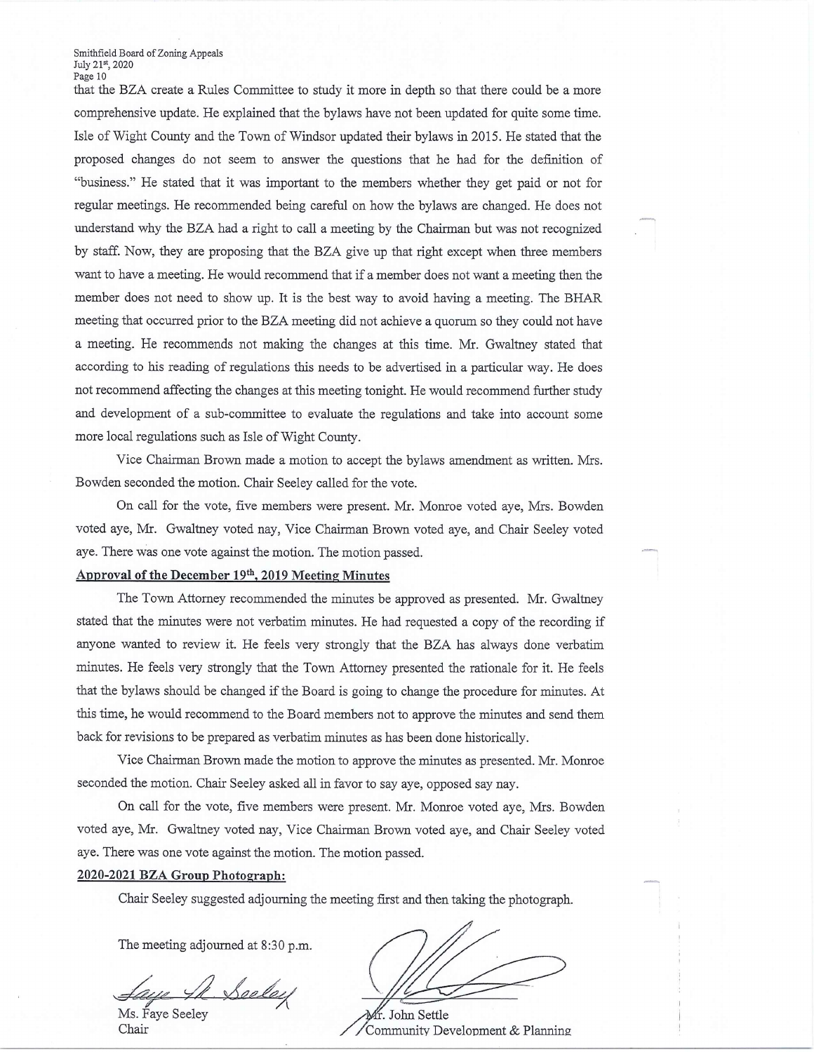that the BZA create a Rules Committee to study it more in depth so that there could be a more comprehensive update. He explained that the bylaws have not been updated for quite some time. Isle of Wight County and the Town of Windsor updated their bylaws in 2015. He stated that the proposed changes do not seem to answer the questions that he had for the definition of "business." He stated that it was important to the members whether they get paid or not for regular meetings. He recommended being careful on how the bylaws are changed. He does not understand why the BZA had a right to call a meeting by the Chairman but was not recognized by staff. Now, they are proposing that the BZA give up that right except when three members want to have a meeting. He would recommend that if a member does not want a meeting then the member does not need to show up. It is the best way to avoid having a meeting. The BHAR meeting that occurred prior to the BZA meeting did not achieve a quorum so they could not have a meeting. He recommends not making the changes at this time. Mr. Gwaltney stated that according to his reading of regulations this needs to be advertised in a particular way. He does not recommend affecting the changes at this meeting tonight. He would recommend further study and development of a sub-committee to evaluate the regulations and take into account some more local regulations such as Isle of Wight County.

Vice Chairman Brown made a motion to accept the bylaws amendment as written. Mrs. Bowden seconded the motion. Chair Seeley called for the vote.

On call for the vote, five members were present. Mr. Monroe voted aye, Mrs. Bowden voted aye, Mr. Gwaltney voted nay, Vice Chairman Brown voted aye, and Chair Seeley voted aye. There was one vote against the motion. The motion passed.

**Approval of the December 19th, 2019 Meeting Minutes**

The Town Attorney recommended the minutes be approved as presented. Mr. Gwaltney stated that the minutes were not verbatim minutes. He had requested a copy of the recording if anyone wanted to review it. He feels very strongly that the BZA has always done verbatim minutes. He feels very strongly that the Town Attorney presented the rationale for it. He feels that the bylaws should be changed if the Board is going to change the procedure for minutes. At this time, he would recommend to the Board members not to approve the minutes and send them back for revisions to be prepared as verbatim minutes as has been done historically.

Vice Chairman Brown made the motion to approve the minutes as presented. Mr. Monroe seconded the motion. Chair Seeley asked all in favor to say aye, opposed say nay.

On call for the vote, five members were present. Mr. Monroe voted aye, Mrs. Bowden voted aye, Mr. Gwaltney voted nay, Vice Chairman Brown voted aye, and Chair Seeley voted aye. There was one vote against the motion. The motion passed.

**2020-2021 BZA Group Photograph:**

Chair Seeley suggested adjourning the meeting first and then taking the photograph.

The meeting adjourned at 8:30 p.m.

Ms. Faye Seeley
Chair

Mr. John Settle
Community Development & Planning